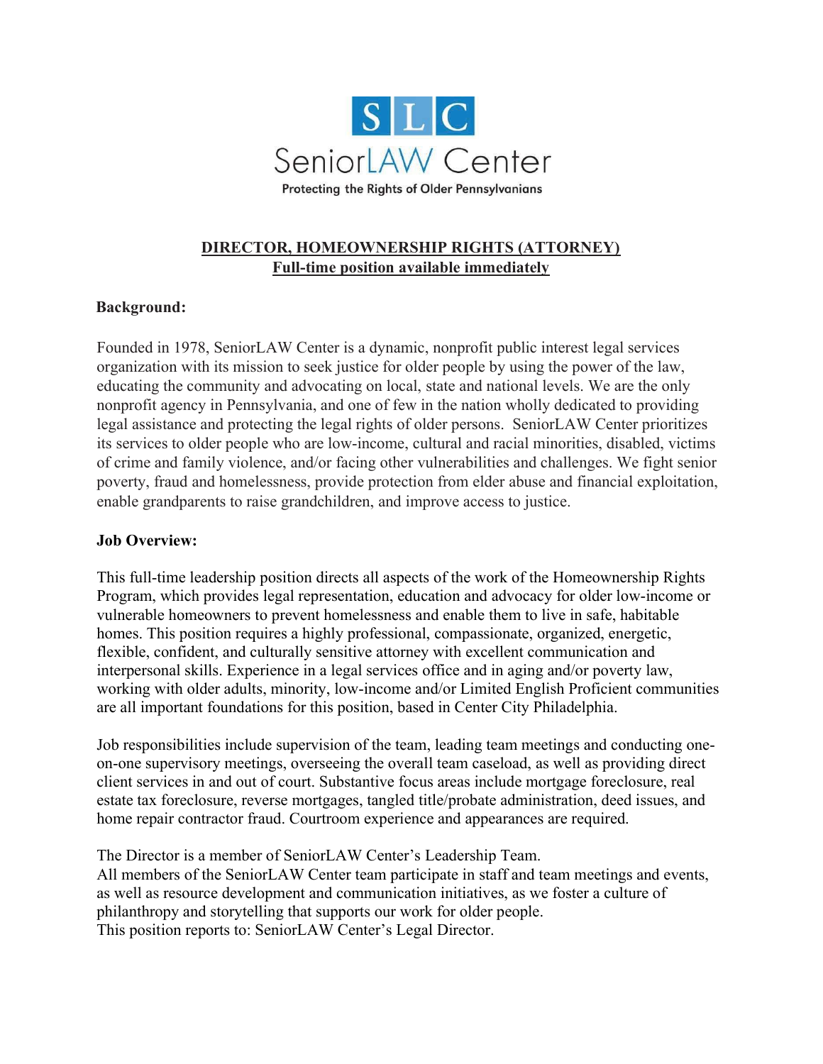S L C

SeniorLAW Center

Protecting the Rights of Older Pennsylvanians

## DIRECTOR, HOMEOWNERSHIP RIGHTS (ATTORNEY)

**Full-time position available immediately**

**Background:**

Founded in 1978, SeniorLAW Center is a dynamic, nonprofit public interest legal services organization with its mission to seek justice for older people by using the power of the law, educating the community and advocating on local, state and national levels. We are the only nonprofit agency in Pennsylvania, and one of few in the nation wholly dedicated to providing legal assistance and protecting the legal rights of older persons. SeniorLAW Center prioritizes its services to older people who are low-income, cultural and racial minorities, disabled, victims of crime and family violence, and/or facing other vulnerabilities and challenges. We fight senior poverty, fraud and homelessness, provide protection from elder abuse and financial exploitation, enable grandparents to raise grandchildren, and improve access to justice.

**Job Overview:**

This full-time leadership position directs all aspects of the work of the Homeownership Rights Program, which provides legal representation, education and advocacy for older low-income or vulnerable homeowners to prevent homelessness and enable them to live in safe, habitable homes. This position requires a highly professional, compassionate, organized, energetic, flexible, confident, and culturally sensitive attorney with excellent communication and interpersonal skills. Experience in a legal services office and in aging and/or poverty law, working with older adults, minority, low-income and/or Limited English Proficient communities are all important foundations for this position, based in Center City Philadelphia.

Job responsibilities include supervision of the team, leading team meetings and conducting one-on-one supervisory meetings, overseeing the overall team caseload, as well as providing direct client services in and out of court. Substantive focus areas include mortgage foreclosure, real estate tax foreclosure, reverse mortgages, tangled title/probate administration, deed issues, and home repair contractor fraud. Courtroom experience and appearances are required.

The Director is a member of SeniorLAW Center's Leadership Team.
All members of the SeniorLAW Center team participate in staff and team meetings and events, as well as resource development and communication initiatives, as we foster a culture of philanthropy and storytelling that supports our work for older people.
This position reports to: SeniorLAW Center's Legal Director.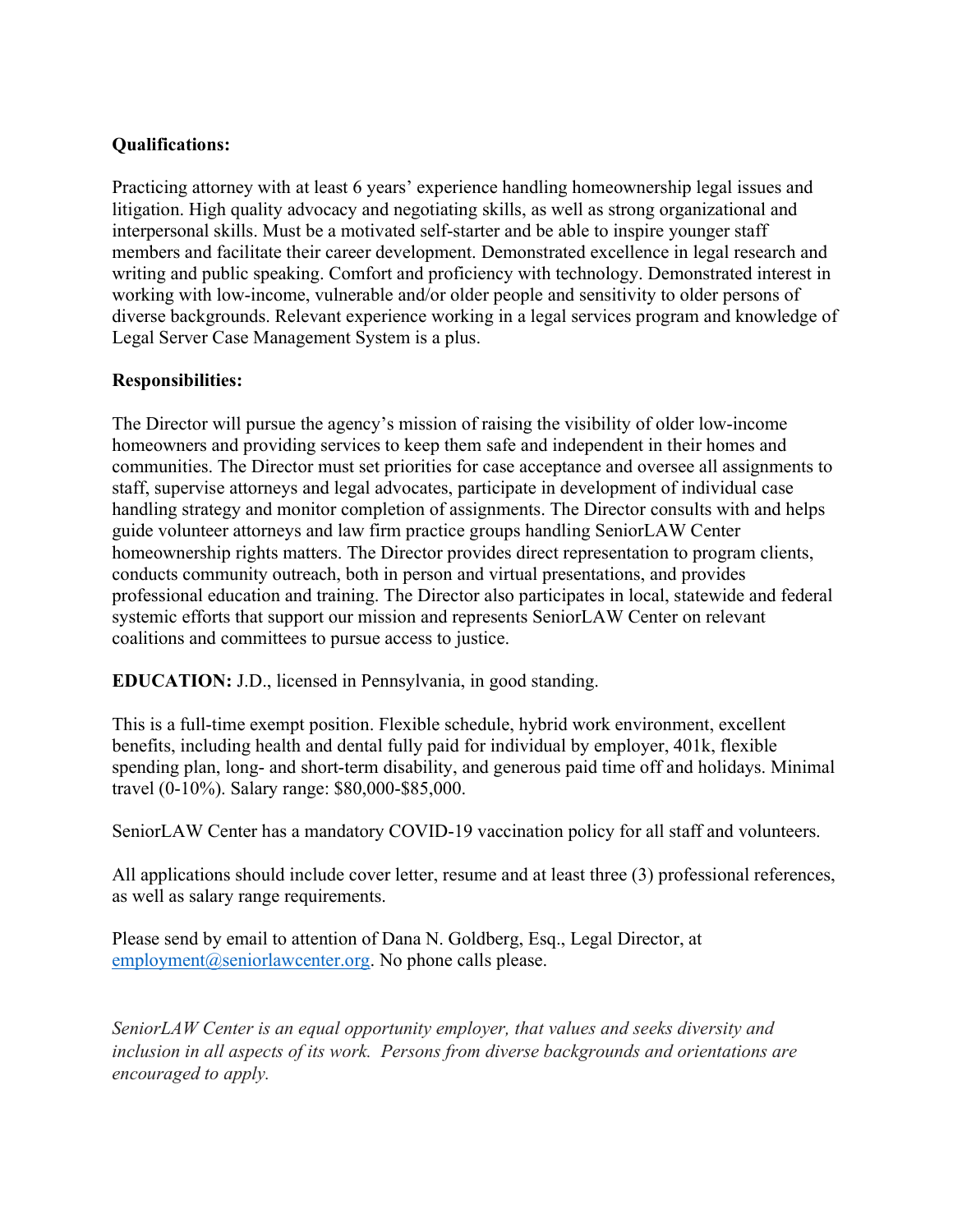**Qualifications:**

Practicing attorney with at least 6 years' experience handling homeownership legal issues and litigation. High quality advocacy and negotiating skills, as well as strong organizational and interpersonal skills. Must be a motivated self-starter and be able to inspire younger staff members and facilitate their career development. Demonstrated excellence in legal research and writing and public speaking. Comfort and proficiency with technology. Demonstrated interest in working with low-income, vulnerable and/or older people and sensitivity to older persons of diverse backgrounds. Relevant experience working in a legal services program and knowledge of Legal Server Case Management System is a plus.

**Responsibilities:**

The Director will pursue the agency's mission of raising the visibility of older low-income homeowners and providing services to keep them safe and independent in their homes and communities. The Director must set priorities for case acceptance and oversee all assignments to staff, supervise attorneys and legal advocates, participate in development of individual case handling strategy and monitor completion of assignments. The Director consults with and helps guide volunteer attorneys and law firm practice groups handling SeniorLAW Center homeownership rights matters. The Director provides direct representation to program clients, conducts community outreach, both in person and virtual presentations, and provides professional education and training. The Director also participates in local, statewide and federal systemic efforts that support our mission and represents SeniorLAW Center on relevant coalitions and committees to pursue access to justice.

**EDUCATION:** J.D., licensed in Pennsylvania, in good standing.

This is a full-time exempt position. Flexible schedule, hybrid work environment, excellent benefits, including health and dental fully paid for individual by employer, 401k, flexible spending plan, long- and short-term disability, and generous paid time off and holidays. Minimal travel (0-10%). Salary range: $80,000-$85,000.

SeniorLAW Center has a mandatory COVID-19 vaccination policy for all staff and volunteers.

All applications should include cover letter, resume and at least three (3) professional references, as well as salary range requirements.

Please send by email to attention of Dana N. Goldberg, Esq., Legal Director, at employment@seniorlawcenter.org. No phone calls please.

*SeniorLAW Center is an equal opportunity employer, that values and seeks diversity and inclusion in all aspects of its work. Persons from diverse backgrounds and orientations are encouraged to apply.*